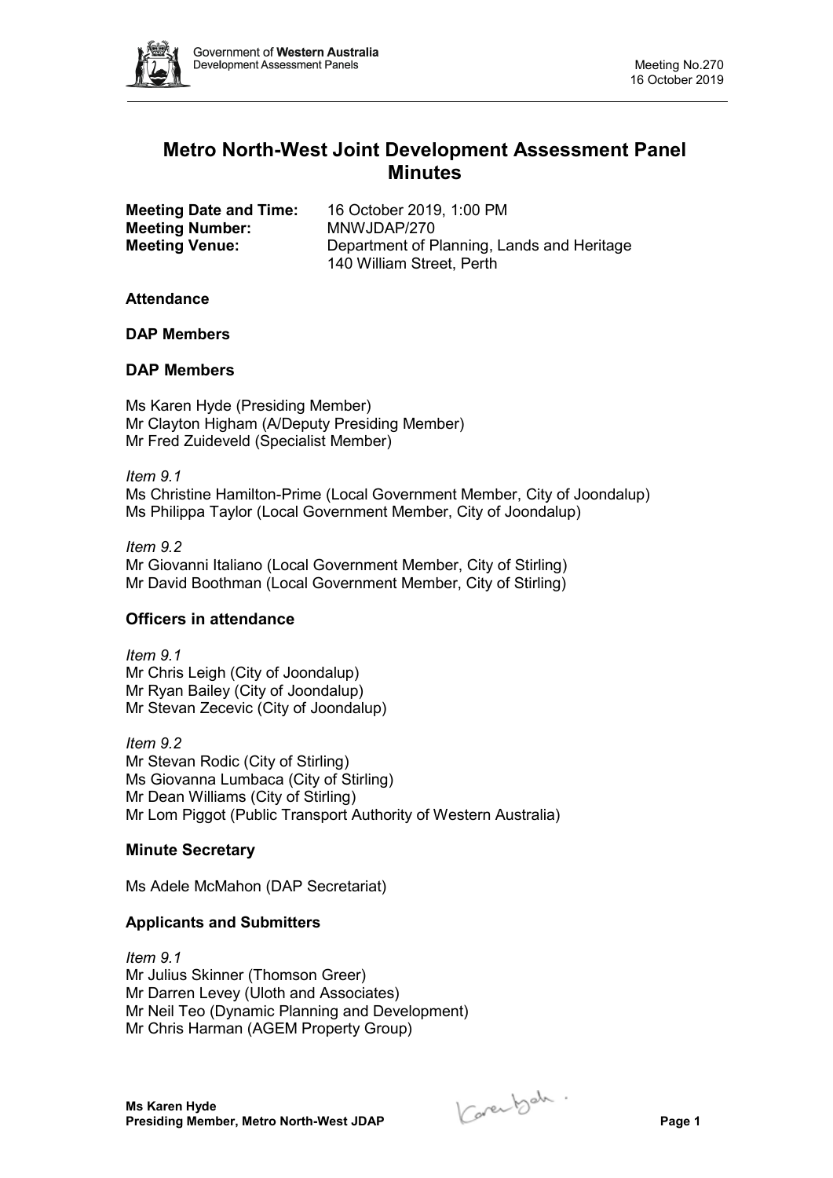# Metro North-West Joint Development Assessment Panel Minutes

**Meeting Date and Time:** 16 October 2019, 1:00 PM
**Meeting Number:** MNWJDAP/270
**Meeting Venue:** Department of Planning, Lands and Heritage
140 William Street, Perth

### Attendance

### DAP Members

### DAP Members

Ms Karen Hyde (Presiding Member)
Mr Clayton Higham (A/Deputy Presiding Member)
Mr Fred Zuideveld (Specialist Member)

*Item 9.1*
Ms Christine Hamilton-Prime (Local Government Member, City of Joondalup)
Ms Philippa Taylor (Local Government Member, City of Joondalup)

*Item 9.2*
Mr Giovanni Italiano (Local Government Member, City of Stirling)
Mr David Boothman (Local Government Member, City of Stirling)

## Officers in attendance

*Item 9.1*
Mr Chris Leigh (City of Joondalup)
Mr Ryan Bailey (City of Joondalup)
Mr Stevan Zecevic (City of Joondalup)

*Item 9.2*
Mr Stevan Rodic (City of Stirling)
Ms Giovanna Lumbaca (City of Stirling)
Mr Dean Williams (City of Stirling)
Mr Lom Piggot (Public Transport Authority of Western Australia)

## Minute Secretary

Ms Adele McMahon (DAP Secretariat)

## Applicants and Submitters

*Item 9.1*
Mr Julius Skinner (Thomson Greer)
Mr Darren Levey (Uloth and Associates)
Mr Neil Teo (Dynamic Planning and Development)
Mr Chris Harman (AGEM Property Group)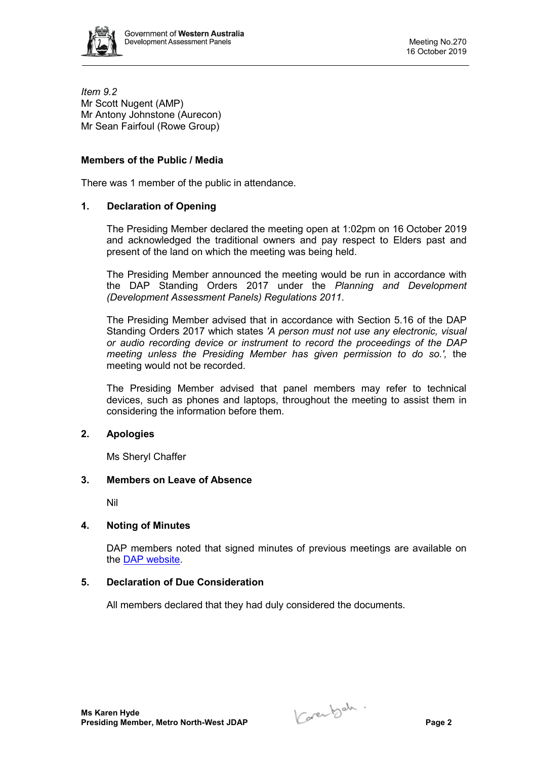*Item 9.2*
Mr Scott Nugent (AMP)
Mr Antony Johnstone (Aurecon)
Mr Sean Fairfoul (Rowe Group)

**Members of the Public / Media**

There was 1 member of the public in attendance.

## 1. Declaration of Opening

The Presiding Member declared the meeting open at 1:02pm on 16 October 2019 and acknowledged the traditional owners and pay respect to Elders past and present of the land on which the meeting was being held.

The Presiding Member announced the meeting would be run in accordance with the DAP Standing Orders 2017 under the *Planning and Development (Development Assessment Panels) Regulations 2011*.

The Presiding Member advised that in accordance with Section 5.16 of the DAP Standing Orders 2017 which states *'A person must not use any electronic, visual or audio recording device or instrument to record the proceedings of the DAP meeting unless the Presiding Member has given permission to do so.',* the meeting would not be recorded.

The Presiding Member advised that panel members may refer to technical devices, such as phones and laptops, throughout the meeting to assist them in considering the information before them.

## 2. Apologies

Ms Sheryl Chaffer

## 3. Members on Leave of Absence

Nil

## 4. Noting of Minutes

DAP members noted that signed minutes of previous meetings are available on the DAP website.

## 5. Declaration of Due Consideration

All members declared that they had duly considered the documents.

**Ms Karen Hyde**
**Presiding Member, Metro North-West JDAP**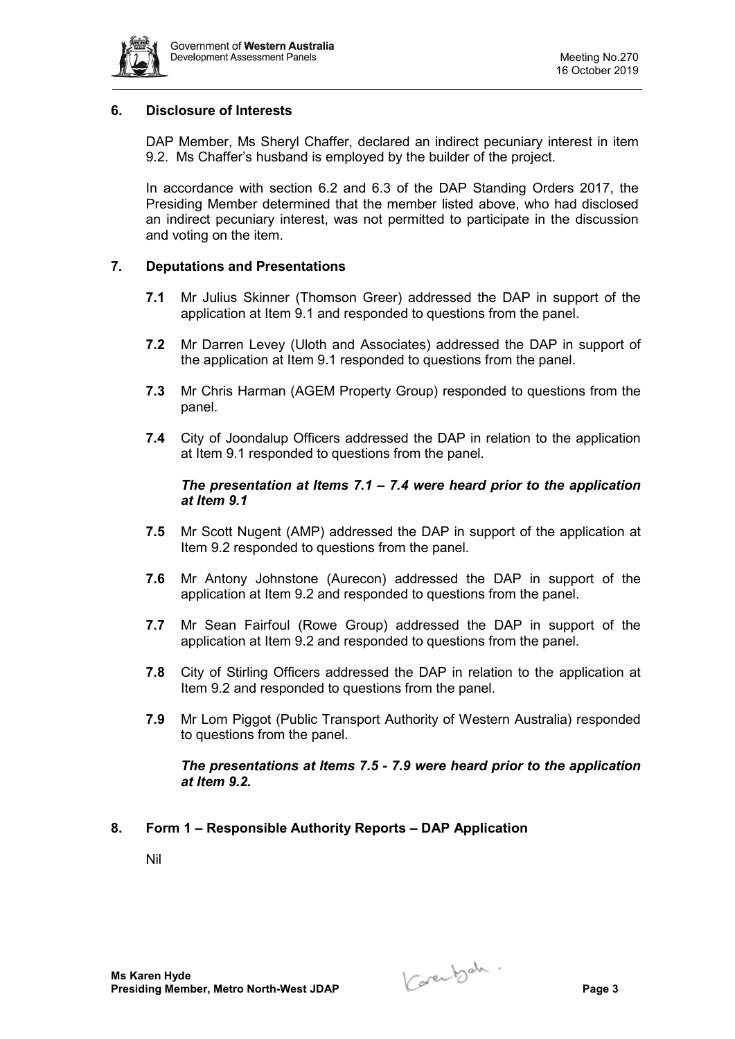## 6. Disclosure of Interests

DAP Member, Ms Sheryl Chaffer, declared an indirect pecuniary interest in item 9.2. Ms Chaffer's husband is employed by the builder of the project.

In accordance with section 6.2 and 6.3 of the DAP Standing Orders 2017, the Presiding Member determined that the member listed above, who had disclosed an indirect pecuniary interest, was not permitted to participate in the discussion and voting on the item.

## 7. Deputations and Presentations

**7.1** Mr Julius Skinner (Thomson Greer) addressed the DAP in support of the application at Item 9.1 and responded to questions from the panel.

**7.2** Mr Darren Levey (Uloth and Associates) addressed the DAP in support of the application at Item 9.1 responded to questions from the panel.

**7.3** Mr Chris Harman (AGEM Property Group) responded to questions from the panel.

**7.4** City of Joondalup Officers addressed the DAP in relation to the application at Item 9.1 responded to questions from the panel.

***The presentation at Items 7.1 – 7.4 were heard prior to the application at Item 9.1***

**7.5** Mr Scott Nugent (AMP) addressed the DAP in support of the application at Item 9.2 responded to questions from the panel.

**7.6** Mr Antony Johnstone (Aurecon) addressed the DAP in support of the application at Item 9.2 and responded to questions from the panel.

**7.7** Mr Sean Fairfoul (Rowe Group) addressed the DAP in support of the application at Item 9.2 and responded to questions from the panel.

**7.8** City of Stirling Officers addressed the DAP in relation to the application at Item 9.2 and responded to questions from the panel.

**7.9** Mr Lom Piggot (Public Transport Authority of Western Australia) responded to questions from the panel.

***The presentations at Items 7.5 - 7.9 were heard prior to the application at Item 9.2.***

## 8. Form 1 – Responsible Authority Reports – DAP Application

Nil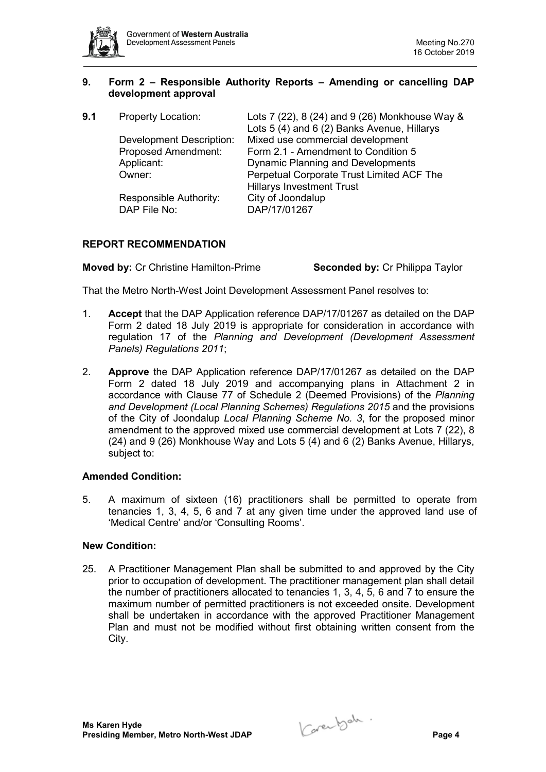## 9. Form 2 – Responsible Authority Reports – Amending or cancelling DAP development approval

**9.1** Property Location: Lots 7 (22), 8 (24) and 9 (26) Monkhouse Way & Lots 5 (4) and 6 (2) Banks Avenue, Hillarys
Development Description: Mixed use commercial development
Proposed Amendment: Form 2.1 - Amendment to Condition 5
Applicant: Dynamic Planning and Developments
Owner: Perpetual Corporate Trust Limited ACF The Hillarys Investment Trust
Responsible Authority: City of Joondalup
DAP File No: DAP/17/01267

### REPORT RECOMMENDATION

**Moved by:** Cr Christine Hamilton-Prime **Seconded by:** Cr Philippa Taylor

That the Metro North-West Joint Development Assessment Panel resolves to:

1. **Accept** that the DAP Application reference DAP/17/01267 as detailed on the DAP Form 2 dated 18 July 2019 is appropriate for consideration in accordance with regulation 17 of the *Planning and Development (Development Assessment Panels) Regulations 2011*;

2. **Approve** the DAP Application reference DAP/17/01267 as detailed on the DAP Form 2 dated 18 July 2019 and accompanying plans in Attachment 2 in accordance with Clause 77 of Schedule 2 (Deemed Provisions) of the *Planning and Development (Local Planning Schemes) Regulations 2015* and the provisions of the City of Joondalup *Local Planning Scheme No. 3*, for the proposed minor amendment to the approved mixed use commercial development at Lots 7 (22), 8 (24) and 9 (26) Monkhouse Way and Lots 5 (4) and 6 (2) Banks Avenue, Hillarys, subject to:

**Amended Condition:**

5. A maximum of sixteen (16) practitioners shall be permitted to operate from tenancies 1, 3, 4, 5, 6 and 7 at any given time under the approved land use of 'Medical Centre' and/or 'Consulting Rooms'.

**New Condition:**

25. A Practitioner Management Plan shall be submitted to and approved by the City prior to occupation of development. The practitioner management plan shall detail the number of practitioners allocated to tenancies 1, 3, 4, 5, 6 and 7 to ensure the maximum number of permitted practitioners is not exceeded onsite. Development shall be undertaken in accordance with the approved Practitioner Management Plan and must not be modified without first obtaining written consent from the City.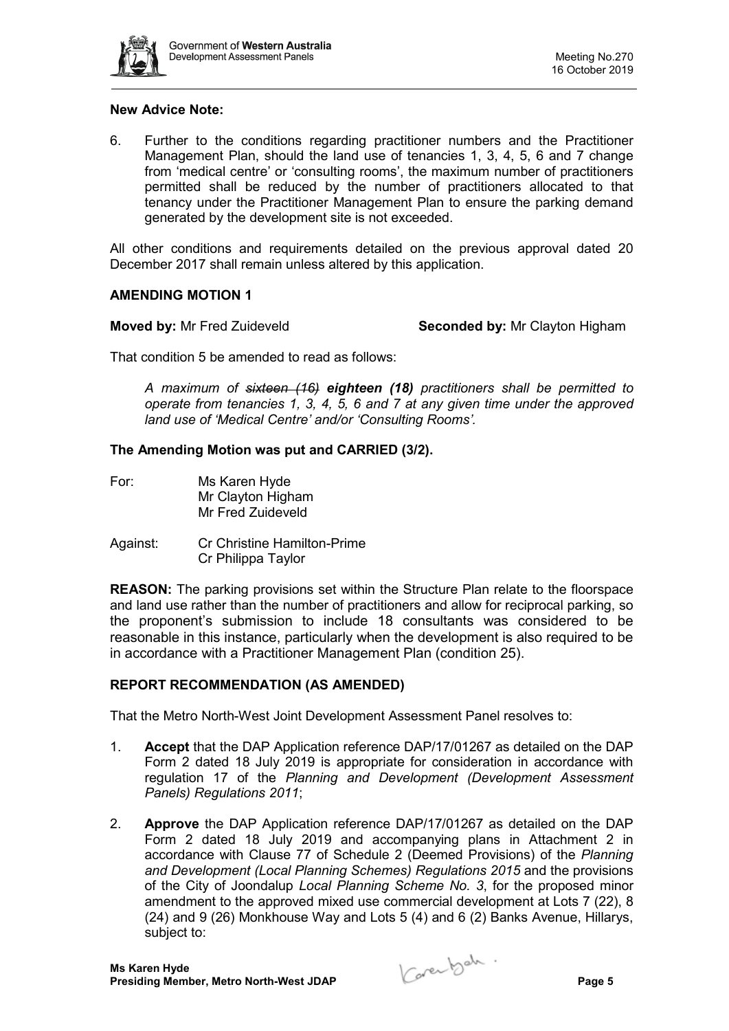**New Advice Note:**

6. Further to the conditions regarding practitioner numbers and the Practitioner Management Plan, should the land use of tenancies 1, 3, 4, 5, 6 and 7 change from 'medical centre' or 'consulting rooms', the maximum number of practitioners permitted shall be reduced by the number of practitioners allocated to that tenancy under the Practitioner Management Plan to ensure the parking demand generated by the development site is not exceeded.

All other conditions and requirements detailed on the previous approval dated 20 December 2017 shall remain unless altered by this application.

**AMENDING MOTION 1**

**Moved by:** Mr Fred Zuideveld **Seconded by:** Mr Clayton Higham

That condition 5 be amended to read as follows:

> *A maximum of ~~sixteen (16)~~ **eighteen (18)** practitioners shall be permitted to operate from tenancies 1, 3, 4, 5, 6 and 7 at any given time under the approved land use of 'Medical Centre' and/or 'Consulting Rooms'.*

**The Amending Motion was put and CARRIED (3/2).**

For: Ms Karen Hyde
Mr Clayton Higham
Mr Fred Zuideveld

Against: Cr Christine Hamilton-Prime
Cr Philippa Taylor

**REASON:** The parking provisions set within the Structure Plan relate to the floorspace and land use rather than the number of practitioners and allow for reciprocal parking, so the proponent's submission to include 18 consultants was considered to be reasonable in this instance, particularly when the development is also required to be in accordance with a Practitioner Management Plan (condition 25).

**REPORT RECOMMENDATION (AS AMENDED)**

That the Metro North-West Joint Development Assessment Panel resolves to:

1. **Accept** that the DAP Application reference DAP/17/01267 as detailed on the DAP Form 2 dated 18 July 2019 is appropriate for consideration in accordance with regulation 17 of the *Planning and Development (Development Assessment Panels) Regulations 2011*;

2. **Approve** the DAP Application reference DAP/17/01267 as detailed on the DAP Form 2 dated 18 July 2019 and accompanying plans in Attachment 2 in accordance with Clause 77 of Schedule 2 (Deemed Provisions) of the *Planning and Development (Local Planning Schemes) Regulations 2015* and the provisions of the City of Joondalup *Local Planning Scheme No. 3*, for the proposed minor amendment to the approved mixed use commercial development at Lots 7 (22), 8 (24) and 9 (26) Monkhouse Way and Lots 5 (4) and 6 (2) Banks Avenue, Hillarys, subject to: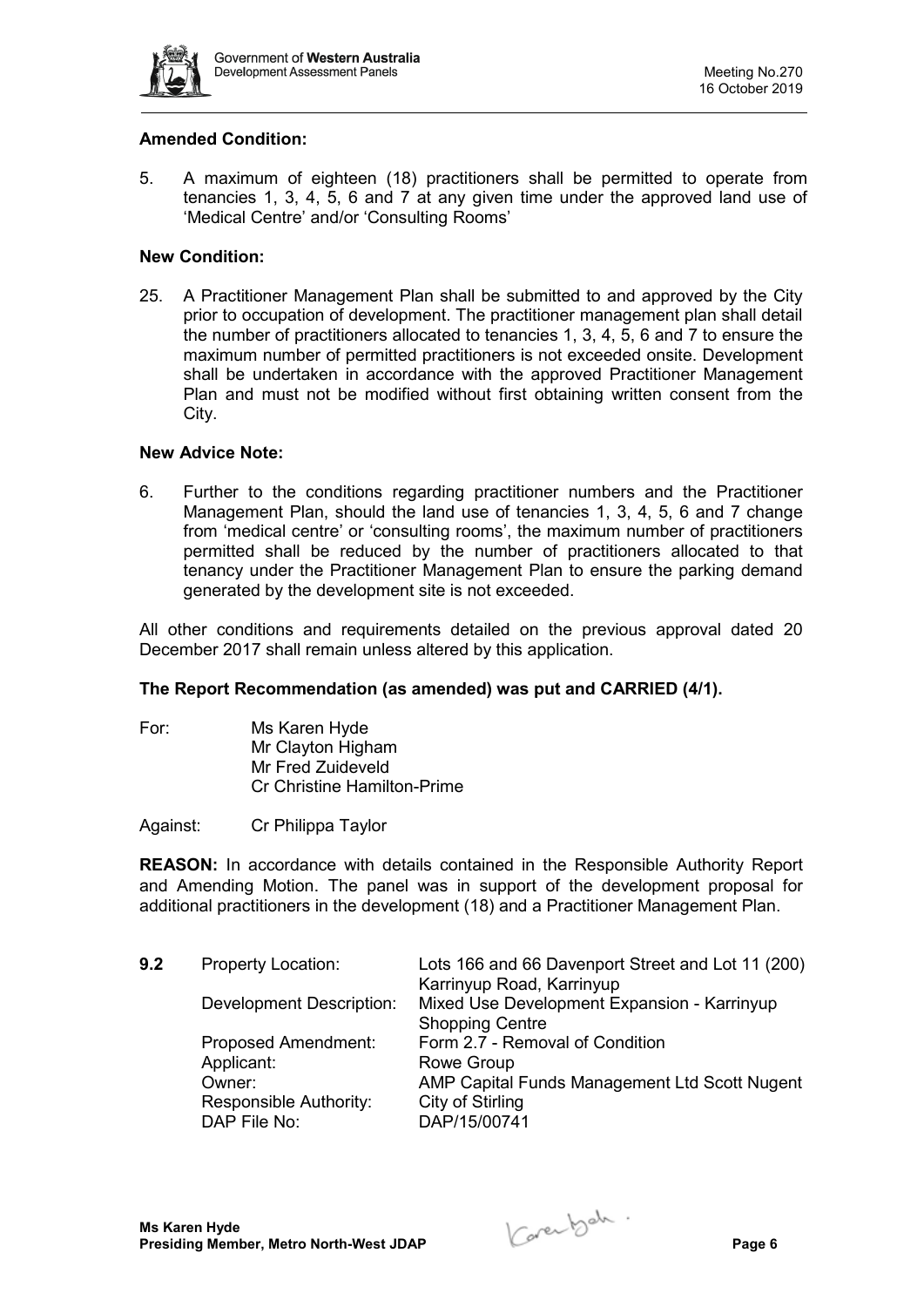**Amended Condition:**

5. A maximum of eighteen (18) practitioners shall be permitted to operate from tenancies 1, 3, 4, 5, 6 and 7 at any given time under the approved land use of 'Medical Centre' and/or 'Consulting Rooms'

**New Condition:**

25. A Practitioner Management Plan shall be submitted to and approved by the City prior to occupation of development. The practitioner management plan shall detail the number of practitioners allocated to tenancies 1, 3, 4, 5, 6 and 7 to ensure the maximum number of permitted practitioners is not exceeded onsite. Development shall be undertaken in accordance with the approved Practitioner Management Plan and must not be modified without first obtaining written consent from the City.

**New Advice Note:**

6. Further to the conditions regarding practitioner numbers and the Practitioner Management Plan, should the land use of tenancies 1, 3, 4, 5, 6 and 7 change from 'medical centre' or 'consulting rooms', the maximum number of practitioners permitted shall be reduced by the number of practitioners allocated to that tenancy under the Practitioner Management Plan to ensure the parking demand generated by the development site is not exceeded.

All other conditions and requirements detailed on the previous approval dated 20 December 2017 shall remain unless altered by this application.

**The Report Recommendation (as amended) was put and CARRIED (4/1).**

For: Ms Karen Hyde
Mr Clayton Higham
Mr Fred Zuideveld
Cr Christine Hamilton-Prime

Against: Cr Philippa Taylor

**REASON:** In accordance with details contained in the Responsible Authority Report and Amending Motion. The panel was in support of the development proposal for additional practitioners in the development (18) and a Practitioner Management Plan.

**9.2**

| | |
|---|---|
| Property Location: | Lots 166 and 66 Davenport Street and Lot 11 (200) Karrinyup Road, Karrinyup |
| Development Description: | Mixed Use Development Expansion - Karrinyup Shopping Centre |
| Proposed Amendment: | Form 2.7 - Removal of Condition |
| Applicant: | Rowe Group |
| Owner: | AMP Capital Funds Management Ltd Scott Nugent |
| Responsible Authority: | City of Stirling |
| DAP File No: | DAP/15/00741 |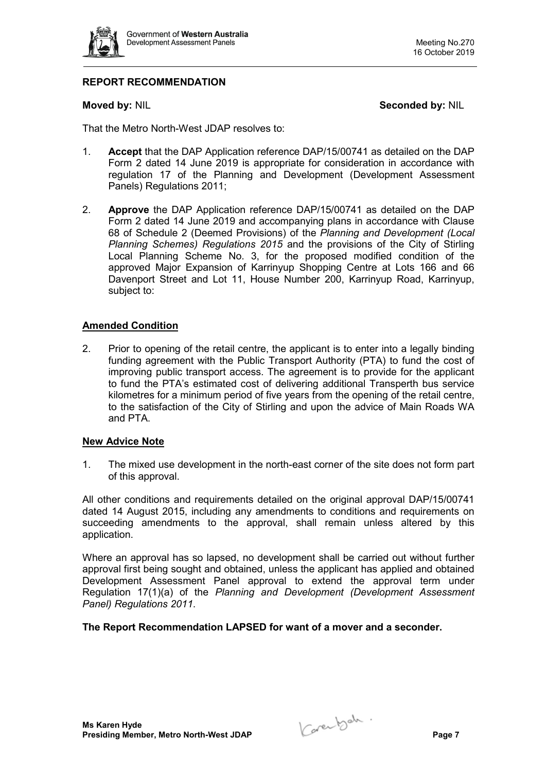**REPORT RECOMMENDATION**

**Moved by:** NIL **Seconded by:** NIL

That the Metro North-West JDAP resolves to:

1. **Accept** that the DAP Application reference DAP/15/00741 as detailed on the DAP Form 2 dated 14 June 2019 is appropriate for consideration in accordance with regulation 17 of the Planning and Development (Development Assessment Panels) Regulations 2011;

2. **Approve** the DAP Application reference DAP/15/00741 as detailed on the DAP Form 2 dated 14 June 2019 and accompanying plans in accordance with Clause 68 of Schedule 2 (Deemed Provisions) of the *Planning and Development (Local Planning Schemes) Regulations 2015* and the provisions of the City of Stirling Local Planning Scheme No. 3, for the proposed modified condition of the approved Major Expansion of Karrinyup Shopping Centre at Lots 166 and 66 Davenport Street and Lot 11, House Number 200, Karrinyup Road, Karrinyup, subject to:

**Amended Condition**

2. Prior to opening of the retail centre, the applicant is to enter into a legally binding funding agreement with the Public Transport Authority (PTA) to fund the cost of improving public transport access. The agreement is to provide for the applicant to fund the PTA's estimated cost of delivering additional Transperth bus service kilometres for a minimum period of five years from the opening of the retail centre, to the satisfaction of the City of Stirling and upon the advice of Main Roads WA and PTA.

**New Advice Note**

1. The mixed use development in the north-east corner of the site does not form part of this approval.

All other conditions and requirements detailed on the original approval DAP/15/00741 dated 14 August 2015, including any amendments to conditions and requirements on succeeding amendments to the approval, shall remain unless altered by this application.

Where an approval has so lapsed, no development shall be carried out without further approval first being sought and obtained, unless the applicant has applied and obtained Development Assessment Panel approval to extend the approval term under Regulation 17(1)(a) of the *Planning and Development (Development Assessment Panel) Regulations 2011*.

**The Report Recommendation LAPSED for want of a mover and a seconder.**

**Ms Karen Hyde**
**Presiding Member, Metro North-West JDAP**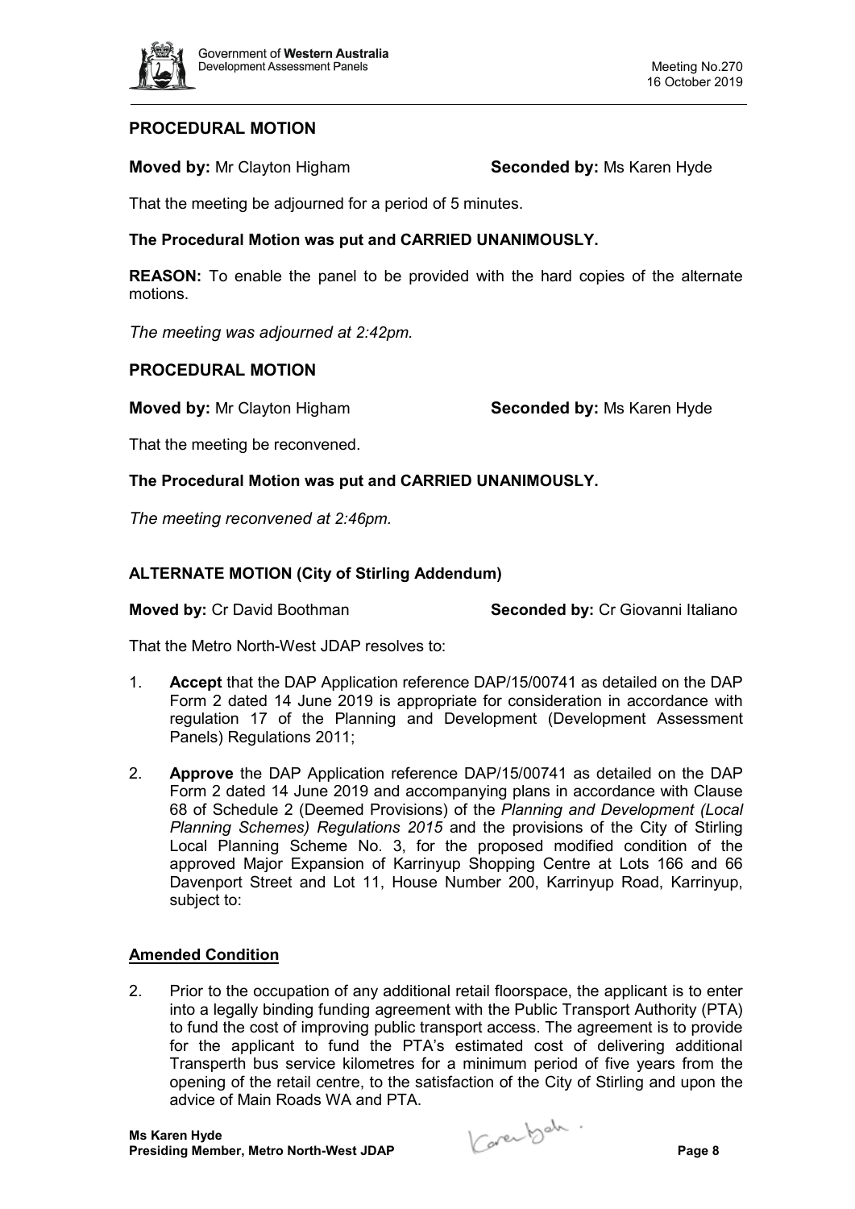**PROCEDURAL MOTION**

**Moved by:** Mr Clayton Higham **Seconded by:** Ms Karen Hyde

That the meeting be adjourned for a period of 5 minutes.

**The Procedural Motion was put and CARRIED UNANIMOUSLY.**

**REASON:** To enable the panel to be provided with the hard copies of the alternate motions.

*The meeting was adjourned at 2:42pm.*

**PROCEDURAL MOTION**

**Moved by:** Mr Clayton Higham **Seconded by:** Ms Karen Hyde

That the meeting be reconvened.

**The Procedural Motion was put and CARRIED UNANIMOUSLY.**

*The meeting reconvened at 2:46pm.*

**ALTERNATE MOTION (City of Stirling Addendum)**

**Moved by:** Cr David Boothman **Seconded by:** Cr Giovanni Italiano

That the Metro North-West JDAP resolves to:

1. **Accept** that the DAP Application reference DAP/15/00741 as detailed on the DAP Form 2 dated 14 June 2019 is appropriate for consideration in accordance with regulation 17 of the Planning and Development (Development Assessment Panels) Regulations 2011;

2. **Approve** the DAP Application reference DAP/15/00741 as detailed on the DAP Form 2 dated 14 June 2019 and accompanying plans in accordance with Clause 68 of Schedule 2 (Deemed Provisions) of the *Planning and Development (Local Planning Schemes) Regulations 2015* and the provisions of the City of Stirling Local Planning Scheme No. 3, for the proposed modified condition of the approved Major Expansion of Karrinyup Shopping Centre at Lots 166 and 66 Davenport Street and Lot 11, House Number 200, Karrinyup Road, Karrinyup, subject to:

**Amended Condition**

2. Prior to the occupation of any additional retail floorspace, the applicant is to enter into a legally binding funding agreement with the Public Transport Authority (PTA) to fund the cost of improving public transport access. The agreement is to provide for the applicant to fund the PTA's estimated cost of delivering additional Transperth bus service kilometres for a minimum period of five years from the opening of the retail centre, to the satisfaction of the City of Stirling and upon the advice of Main Roads WA and PTA.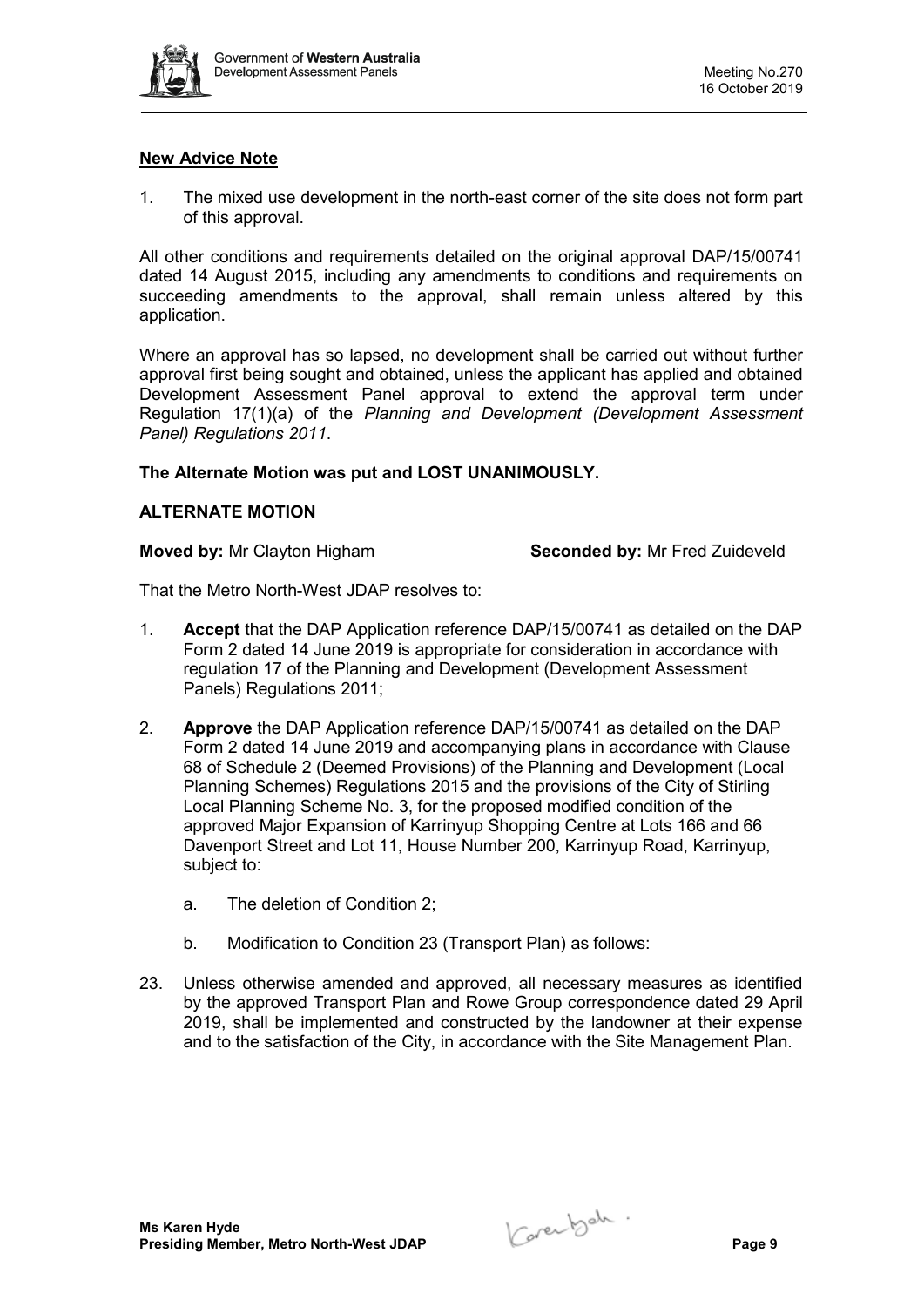**New Advice Note**

1. The mixed use development in the north-east corner of the site does not form part of this approval.

All other conditions and requirements detailed on the original approval DAP/15/00741 dated 14 August 2015, including any amendments to conditions and requirements on succeeding amendments to the approval, shall remain unless altered by this application.

Where an approval has so lapsed, no development shall be carried out without further approval first being sought and obtained, unless the applicant has applied and obtained Development Assessment Panel approval to extend the approval term under Regulation 17(1)(a) of the *Planning and Development (Development Assessment Panel) Regulations 2011*.

**The Alternate Motion was put and LOST UNANIMOUSLY.**

**ALTERNATE MOTION**

**Moved by:** Mr Clayton Higham **Seconded by:** Mr Fred Zuideveld

That the Metro North-West JDAP resolves to:

1. **Accept** that the DAP Application reference DAP/15/00741 as detailed on the DAP Form 2 dated 14 June 2019 is appropriate for consideration in accordance with regulation 17 of the Planning and Development (Development Assessment Panels) Regulations 2011;

2. **Approve** the DAP Application reference DAP/15/00741 as detailed on the DAP Form 2 dated 14 June 2019 and accompanying plans in accordance with Clause 68 of Schedule 2 (Deemed Provisions) of the Planning and Development (Local Planning Schemes) Regulations 2015 and the provisions of the City of Stirling Local Planning Scheme No. 3, for the proposed modified condition of the approved Major Expansion of Karrinyup Shopping Centre at Lots 166 and 66 Davenport Street and Lot 11, House Number 200, Karrinyup Road, Karrinyup, subject to:

   a. The deletion of Condition 2;

   b. Modification to Condition 23 (Transport Plan) as follows:

23. Unless otherwise amended and approved, all necessary measures as identified by the approved Transport Plan and Rowe Group correspondence dated 29 April 2019, shall be implemented and constructed by the landowner at their expense and to the satisfaction of the City, in accordance with the Site Management Plan.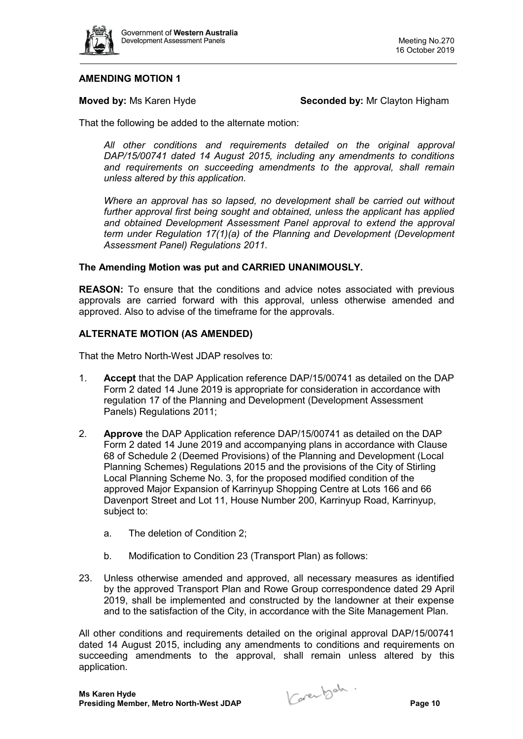**AMENDING MOTION 1**

**Moved by:** Ms Karen Hyde **Seconded by:** Mr Clayton Higham

That the following be added to the alternate motion:

*All other conditions and requirements detailed on the original approval DAP/15/00741 dated 14 August 2015, including any amendments to conditions and requirements on succeeding amendments to the approval, shall remain unless altered by this application.*

*Where an approval has so lapsed, no development shall be carried out without further approval first being sought and obtained, unless the applicant has applied and obtained Development Assessment Panel approval to extend the approval term under Regulation 17(1)(a) of the Planning and Development (Development Assessment Panel) Regulations 2011.*

**The Amending Motion was put and CARRIED UNANIMOUSLY.**

**REASON:** To ensure that the conditions and advice notes associated with previous approvals are carried forward with this approval, unless otherwise amended and approved. Also to advise of the timeframe for the approvals.

**ALTERNATE MOTION (AS AMENDED)**

That the Metro North-West JDAP resolves to:

1. **Accept** that the DAP Application reference DAP/15/00741 as detailed on the DAP Form 2 dated 14 June 2019 is appropriate for consideration in accordance with regulation 17 of the Planning and Development (Development Assessment Panels) Regulations 2011;

2. **Approve** the DAP Application reference DAP/15/00741 as detailed on the DAP Form 2 dated 14 June 2019 and accompanying plans in accordance with Clause 68 of Schedule 2 (Deemed Provisions) of the Planning and Development (Local Planning Schemes) Regulations 2015 and the provisions of the City of Stirling Local Planning Scheme No. 3, for the proposed modified condition of the approved Major Expansion of Karrinyup Shopping Centre at Lots 166 and 66 Davenport Street and Lot 11, House Number 200, Karrinyup Road, Karrinyup, subject to:

   a. The deletion of Condition 2;

   b. Modification to Condition 23 (Transport Plan) as follows:

23. Unless otherwise amended and approved, all necessary measures as identified by the approved Transport Plan and Rowe Group correspondence dated 29 April 2019, shall be implemented and constructed by the landowner at their expense and to the satisfaction of the City, in accordance with the Site Management Plan.

All other conditions and requirements detailed on the original approval DAP/15/00741 dated 14 August 2015, including any amendments to conditions and requirements on succeeding amendments to the approval, shall remain unless altered by this application.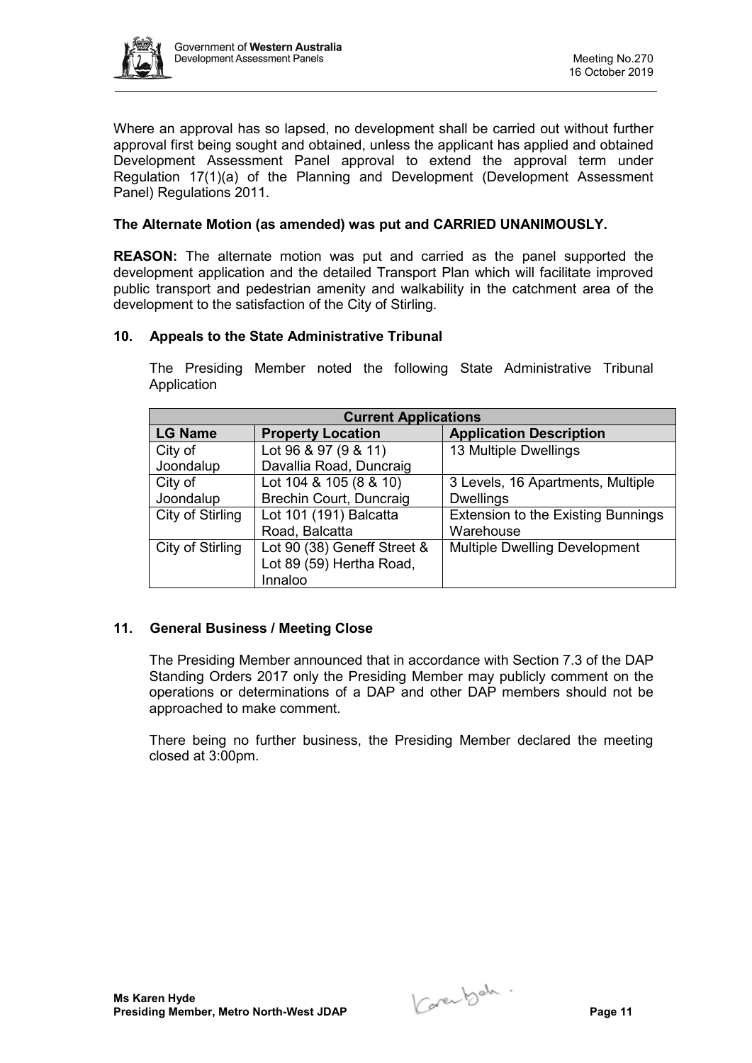Where an approval has so lapsed, no development shall be carried out without further approval first being sought and obtained, unless the applicant has applied and obtained Development Assessment Panel approval to extend the approval term under Regulation 17(1)(a) of the Planning and Development (Development Assessment Panel) Regulations 2011.

**The Alternate Motion (as amended) was put and CARRIED UNANIMOUSLY.**

**REASON:** The alternate motion was put and carried as the panel supported the development application and the detailed Transport Plan which will facilitate improved public transport and pedestrian amenity and walkability in the catchment area of the development to the satisfaction of the City of Stirling.

## 10. Appeals to the State Administrative Tribunal

The Presiding Member noted the following State Administrative Tribunal Application

| Current Applications | | |
|---|---|---|
| **LG Name** | **Property Location** | **Application Description** |
| City of Joondalup | Lot 96 & 97 (9 & 11) Davallia Road, Duncraig | 13 Multiple Dwellings |
| City of Joondalup | Lot 104 & 105 (8 & 10) Brechin Court, Duncraig | 3 Levels, 16 Apartments, Multiple Dwellings |
| City of Stirling | Lot 101 (191) Balcatta Road, Balcatta | Extension to the Existing Bunnings Warehouse |
| City of Stirling | Lot 90 (38) Geneff Street & Lot 89 (59) Hertha Road, Innaloo | Multiple Dwelling Development |

## 11. General Business / Meeting Close

The Presiding Member announced that in accordance with Section 7.3 of the DAP Standing Orders 2017 only the Presiding Member may publicly comment on the operations or determinations of a DAP and other DAP members should not be approached to make comment.

There being no further business, the Presiding Member declared the meeting closed at 3:00pm.